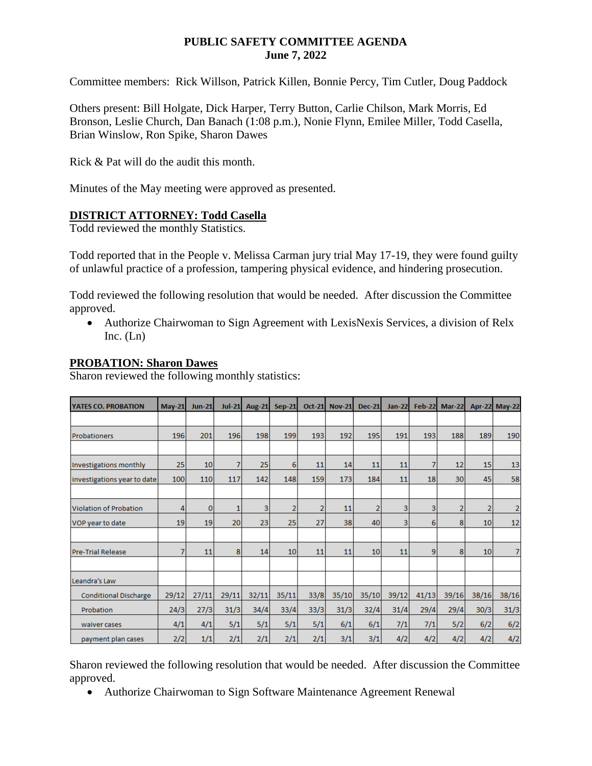**PUBLIC SAFETY COMMITTEE AGENDA**
**June 7, 2022**

Committee members: Rick Willson, Patrick Killen, Bonnie Percy, Tim Cutler, Doug Paddock

Others present: Bill Holgate, Dick Harper, Terry Button, Carlie Chilson, Mark Morris, Ed Bronson, Leslie Church, Dan Banach (1:08 p.m.), Nonie Flynn, Emilee Miller, Todd Casella, Brian Winslow, Ron Spike, Sharon Dawes

Rick & Pat will do the audit this month.

Minutes of the May meeting were approved as presented.

## DISTRICT ATTORNEY: Todd Casella

Todd reviewed the monthly Statistics.

Todd reported that in the People v. Melissa Carman jury trial May 17-19, they were found guilty of unlawful practice of a profession, tampering physical evidence, and hindering prosecution.

Todd reviewed the following resolution that would be needed. After discussion the Committee approved.

- Authorize Chairwoman to Sign Agreement with LexisNexis Services, a division of Relx Inc. (Ln)

## PROBATION: Sharon Dawes

Sharon reviewed the following monthly statistics:

| YATES CO. PROBATION | May-21 | Jun-21 | Jul-21 | Aug-21 | Sep-21 | Oct-21 | Nov-21 | Dec-21 | Jan-22 | Feb-22 | Mar-22 | Apr-22 | May-22 |
|---|---|---|---|---|---|---|---|---|---|---|---|---|---|
| | | | | | | | | | | | | | |
| Probationers | 196 | 201 | 196 | 198 | 199 | 193 | 192 | 195 | 191 | 193 | 188 | 189 | 190 |
| | | | | | | | | | | | | | |
| Investigations monthly | 25 | 10 | 7 | 25 | 6 | 11 | 14 | 11 | 11 | 7 | 12 | 15 | 13 |
| investigations year to date | 100 | 110 | 117 | 142 | 148 | 159 | 173 | 184 | 11 | 18 | 30 | 45 | 58 |
| | | | | | | | | | | | | | |
| Violation of Probation | 4 | 0 | 1 | 3 | 2 | 2 | 11 | 2 | 3 | 3 | 2 | 2 | 2 |
| VOP year to date | 19 | 19 | 20 | 23 | 25 | 27 | 38 | 40 | 3 | 6 | 8 | 10 | 12 |
| | | | | | | | | | | | | | |
| Pre-Trial Release | 7 | 11 | 8 | 14 | 10 | 11 | 11 | 10 | 11 | 9 | 8 | 10 | 7 |
| | | | | | | | | | | | | | |
| Leandra's Law | | | | | | | | | | | | | |
| Conditional Discharge | 29/12 | 27/11 | 29/11 | 32/11 | 35/11 | 33/8 | 35/10 | 35/10 | 39/12 | 41/13 | 39/16 | 38/16 | 38/16 |
| Probation | 24/3 | 27/3 | 31/3 | 34/4 | 33/4 | 33/3 | 31/3 | 32/4 | 31/4 | 29/4 | 29/4 | 30/3 | 31/3 |
| waiver cases | 4/1 | 4/1 | 5/1 | 5/1 | 5/1 | 5/1 | 6/1 | 6/1 | 7/1 | 7/1 | 5/2 | 6/2 | 6/2 |
| payment plan cases | 2/2 | 1/1 | 2/1 | 2/1 | 2/1 | 2/1 | 3/1 | 3/1 | 4/2 | 4/2 | 4/2 | 4/2 | 4/2 |

Sharon reviewed the following resolution that would be needed. After discussion the Committee approved.

- Authorize Chairwoman to Sign Software Maintenance Agreement Renewal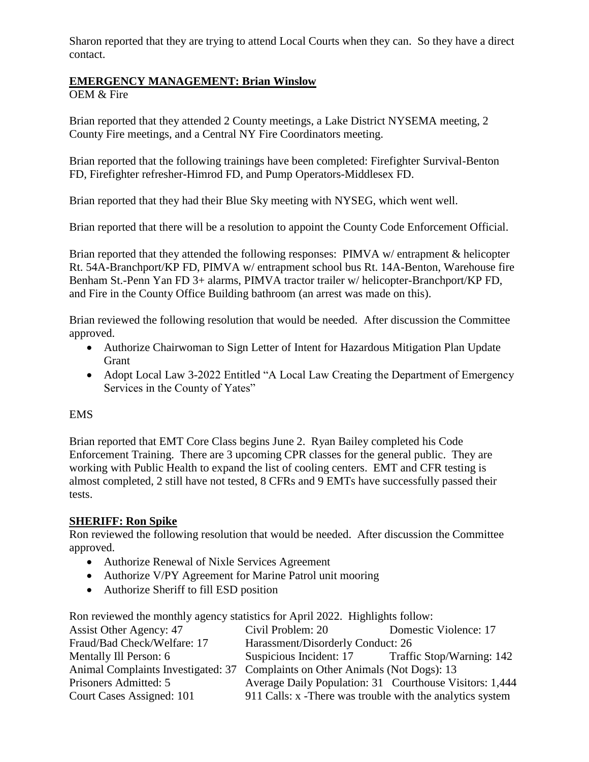Sharon reported that they are trying to attend Local Courts when they can. So they have a direct contact.

**EMERGENCY MANAGEMENT: Brian Winslow**

OEM & Fire

Brian reported that they attended 2 County meetings, a Lake District NYSEMA meeting, 2 County Fire meetings, and a Central NY Fire Coordinators meeting.

Brian reported that the following trainings have been completed: Firefighter Survival-Benton FD, Firefighter refresher-Himrod FD, and Pump Operators-Middlesex FD.

Brian reported that they had their Blue Sky meeting with NYSEG, which went well.

Brian reported that there will be a resolution to appoint the County Code Enforcement Official.

Brian reported that they attended the following responses: PIMVA w/ entrapment & helicopter Rt. 54A-Branchport/KP FD, PIMVA w/ entrapment school bus Rt. 14A-Benton, Warehouse fire Benham St.-Penn Yan FD 3+ alarms, PIMVA tractor trailer w/ helicopter-Branchport/KP FD, and Fire in the County Office Building bathroom (an arrest was made on this).

Brian reviewed the following resolution that would be needed. After discussion the Committee approved.

- Authorize Chairwoman to Sign Letter of Intent for Hazardous Mitigation Plan Update Grant
- Adopt Local Law 3-2022 Entitled "A Local Law Creating the Department of Emergency Services in the County of Yates"

EMS

Brian reported that EMT Core Class begins June 2. Ryan Bailey completed his Code Enforcement Training. There are 3 upcoming CPR classes for the general public. They are working with Public Health to expand the list of cooling centers. EMT and CFR testing is almost completed, 2 still have not tested, 8 CFRs and 9 EMTs have successfully passed their tests.

**SHERIFF: Ron Spike**

Ron reviewed the following resolution that would be needed. After discussion the Committee approved.

- Authorize Renewal of Nixle Services Agreement
- Authorize V/PY Agreement for Marine Patrol unit mooring
- Authorize Sheriff to fill ESD position

Ron reviewed the monthly agency statistics for April 2022. Highlights follow:

Assist Other Agency: 47
Civil Problem: 20
Domestic Violence: 17
Fraud/Bad Check/Welfare: 17
Harassment/Disorderly Conduct: 26
Mentally Ill Person: 6
Suspicious Incident: 17
Traffic Stop/Warning: 142
Animal Complaints Investigated: 37
Complaints on Other Animals (Not Dogs): 13
Prisoners Admitted: 5
Average Daily Population: 31
Courthouse Visitors: 1,444
Court Cases Assigned: 101
911 Calls: x -There was trouble with the analytics system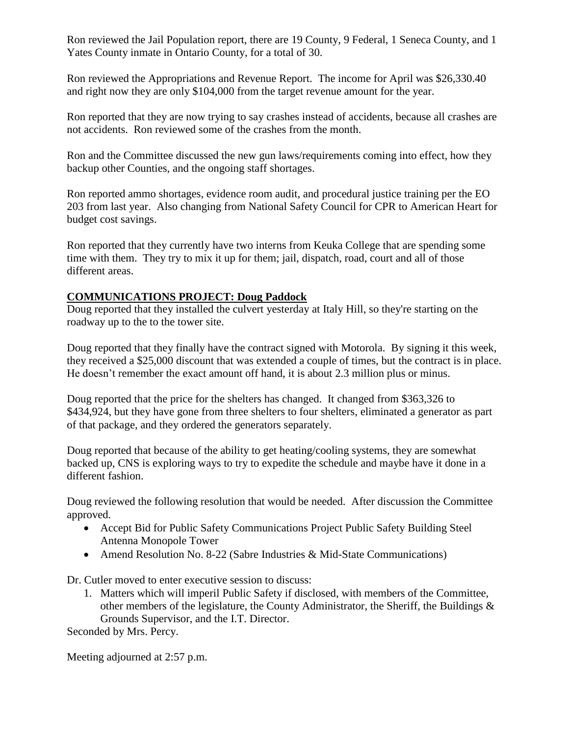Ron reviewed the Jail Population report, there are 19 County, 9 Federal, 1 Seneca County, and 1 Yates County inmate in Ontario County, for a total of 30.

Ron reviewed the Appropriations and Revenue Report. The income for April was $26,330.40 and right now they are only $104,000 from the target revenue amount for the year.

Ron reported that they are now trying to say crashes instead of accidents, because all crashes are not accidents. Ron reviewed some of the crashes from the month.

Ron and the Committee discussed the new gun laws/requirements coming into effect, how they backup other Counties, and the ongoing staff shortages.

Ron reported ammo shortages, evidence room audit, and procedural justice training per the EO 203 from last year. Also changing from National Safety Council for CPR to American Heart for budget cost savings.

Ron reported that they currently have two interns from Keuka College that are spending some time with them. They try to mix it up for them; jail, dispatch, road, court and all of those different areas.

**<u>COMMUNICATIONS PROJECT: Doug Paddock</u>**

Doug reported that they installed the culvert yesterday at Italy Hill, so they're starting on the roadway up to the to the tower site.

Doug reported that they finally have the contract signed with Motorola. By signing it this week, they received a $25,000 discount that was extended a couple of times, but the contract is in place. He doesn't remember the exact amount off hand, it is about 2.3 million plus or minus.

Doug reported that the price for the shelters has changed. It changed from $363,326 to $434,924, but they have gone from three shelters to four shelters, eliminated a generator as part of that package, and they ordered the generators separately.

Doug reported that because of the ability to get heating/cooling systems, they are somewhat backed up, CNS is exploring ways to try to expedite the schedule and maybe have it done in a different fashion.

Doug reviewed the following resolution that would be needed. After discussion the Committee approved.

- Accept Bid for Public Safety Communications Project Public Safety Building Steel Antenna Monopole Tower
- Amend Resolution No. 8-22 (Sabre Industries & Mid-State Communications)

Dr. Cutler moved to enter executive session to discuss:

1. Matters which will imperil Public Safety if disclosed, with members of the Committee, other members of the legislature, the County Administrator, the Sheriff, the Buildings & Grounds Supervisor, and the I.T. Director.

Seconded by Mrs. Percy.

Meeting adjourned at 2:57 p.m.